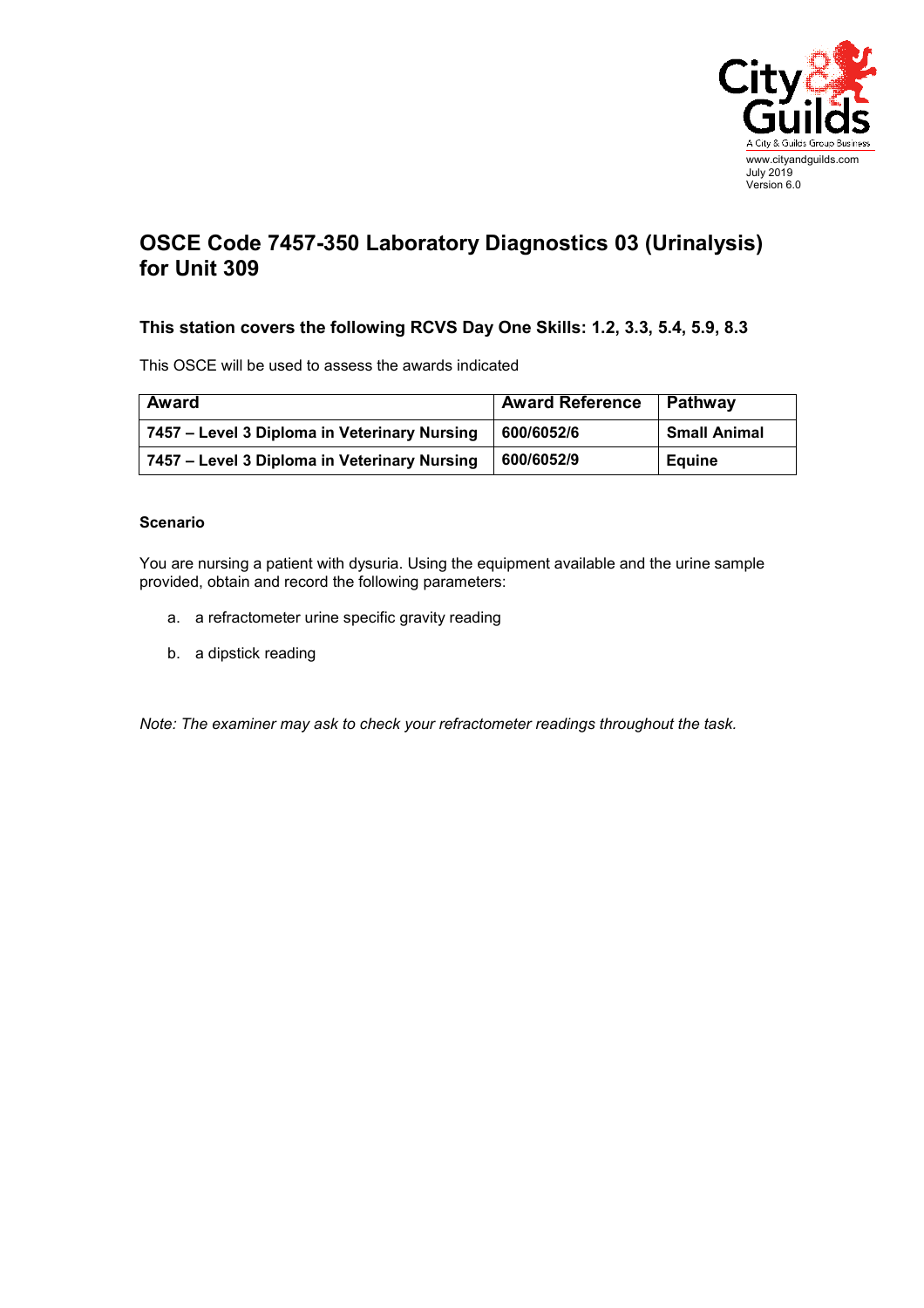www.cityandguilds.com
July 2019
Version 6.0

# OSCE Code 7457-350 Laboratory Diagnostics 03 (Urinalysis) for Unit 309

### This station covers the following RCVS Day One Skills: 1.2, 3.3, 5.4, 5.9, 8.3

This OSCE will be used to assess the awards indicated

| Award | Award Reference | Pathway |
|---|---|---|
| **7457 – Level 3 Diploma in Veterinary Nursing** | **600/6052/6** | **Small Animal** |
| **7457 – Level 3 Diploma in Veterinary Nursing** | **600/6052/9** | **Equine** |

#### Scenario

You are nursing a patient with dysuria. Using the equipment available and the urine sample provided, obtain and record the following parameters:

a. a refractometer urine specific gravity reading

b. a dipstick reading

*Note: The examiner may ask to check your refractometer readings throughout the task.*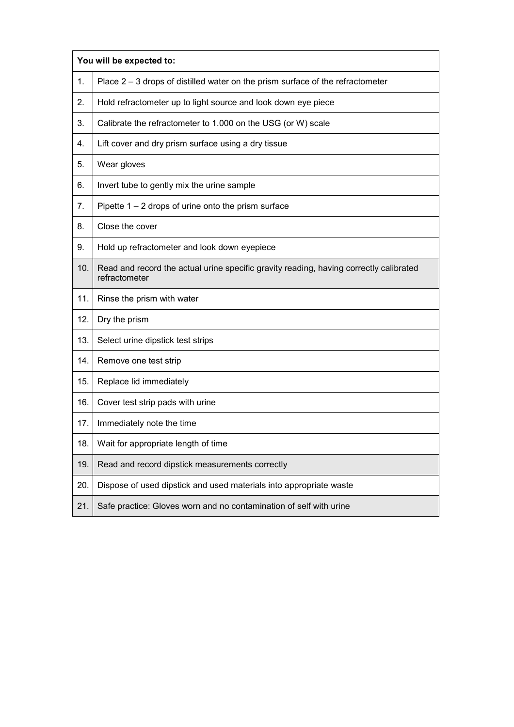| You will be expected to: | |
|---|---|
| 1. | Place 2 – 3 drops of distilled water on the prism surface of the refractometer |
| 2. | Hold refractometer up to light source and look down eye piece |
| 3. | Calibrate the refractometer to 1.000 on the USG (or W) scale |
| 4. | Lift cover and dry prism surface using a dry tissue |
| 5. | Wear gloves |
| 6. | Invert tube to gently mix the urine sample |
| 7. | Pipette 1 – 2 drops of urine onto the prism surface |
| 8. | Close the cover |
| 9. | Hold up refractometer and look down eyepiece |
| 10. | Read and record the actual urine specific gravity reading, having correctly calibrated refractometer |
| 11. | Rinse the prism with water |
| 12. | Dry the prism |
| 13. | Select urine dipstick test strips |
| 14. | Remove one test strip |
| 15. | Replace lid immediately |
| 16. | Cover test strip pads with urine |
| 17. | Immediately note the time |
| 18. | Wait for appropriate length of time |
| 19. | Read and record dipstick measurements correctly |
| 20. | Dispose of used dipstick and used materials into appropriate waste |
| 21. | Safe practice: Gloves worn and no contamination of self with urine |